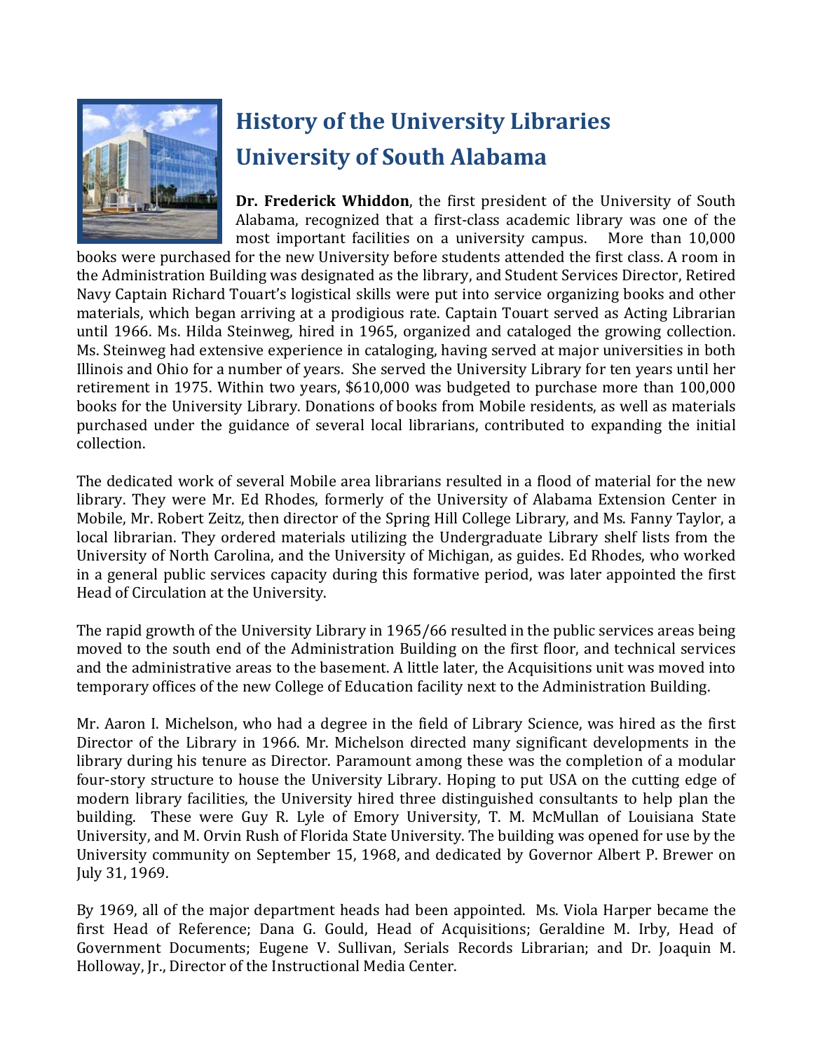# History of the University Libraries
# University of South Alabama

**Dr. Frederick Whiddon**, the first president of the University of South Alabama, recognized that a first-class academic library was one of the most important facilities on a university campus. More than 10,000 books were purchased for the new University before students attended the first class. A room in the Administration Building was designated as the library, and Student Services Director, Retired Navy Captain Richard Touart's logistical skills were put into service organizing books and other materials, which began arriving at a prodigious rate. Captain Touart served as Acting Librarian until 1966. Ms. Hilda Steinweg, hired in 1965, organized and cataloged the growing collection. Ms. Steinweg had extensive experience in cataloging, having served at major universities in both Illinois and Ohio for a number of years. She served the University Library for ten years until her retirement in 1975. Within two years, $610,000 was budgeted to purchase more than 100,000 books for the University Library. Donations of books from Mobile residents, as well as materials purchased under the guidance of several local librarians, contributed to expanding the initial collection.

The dedicated work of several Mobile area librarians resulted in a flood of material for the new library. They were Mr. Ed Rhodes, formerly of the University of Alabama Extension Center in Mobile, Mr. Robert Zeitz, then director of the Spring Hill College Library, and Ms. Fanny Taylor, a local librarian. They ordered materials utilizing the Undergraduate Library shelf lists from the University of North Carolina, and the University of Michigan, as guides. Ed Rhodes, who worked in a general public services capacity during this formative period, was later appointed the first Head of Circulation at the University.

The rapid growth of the University Library in 1965/66 resulted in the public services areas being moved to the south end of the Administration Building on the first floor, and technical services and the administrative areas to the basement. A little later, the Acquisitions unit was moved into temporary offices of the new College of Education facility next to the Administration Building.

Mr. Aaron I. Michelson, who had a degree in the field of Library Science, was hired as the first Director of the Library in 1966. Mr. Michelson directed many significant developments in the library during his tenure as Director. Paramount among these was the completion of a modular four-story structure to house the University Library. Hoping to put USA on the cutting edge of modern library facilities, the University hired three distinguished consultants to help plan the building. These were Guy R. Lyle of Emory University, T. M. McMullan of Louisiana State University, and M. Orvin Rush of Florida State University. The building was opened for use by the University community on September 15, 1968, and dedicated by Governor Albert P. Brewer on July 31, 1969.

By 1969, all of the major department heads had been appointed. Ms. Viola Harper became the first Head of Reference; Dana G. Gould, Head of Acquisitions; Geraldine M. Irby, Head of Government Documents; Eugene V. Sullivan, Serials Records Librarian; and Dr. Joaquin M. Holloway, Jr., Director of the Instructional Media Center.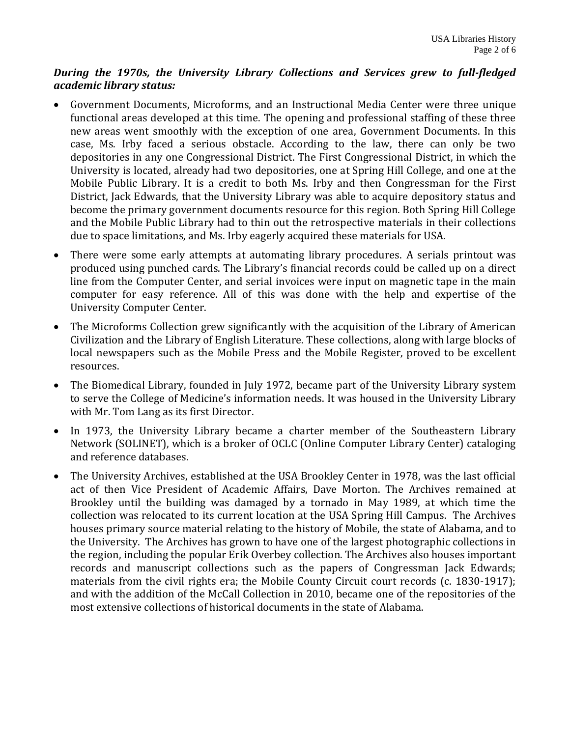***During the 1970s, the University Library Collections and Services grew to full-fledged academic library status:***

- Government Documents, Microforms, and an Instructional Media Center were three unique functional areas developed at this time. The opening and professional staffing of these three new areas went smoothly with the exception of one area, Government Documents. In this case, Ms. Irby faced a serious obstacle. According to the law, there can only be two depositories in any one Congressional District. The First Congressional District, in which the University is located, already had two depositories, one at Spring Hill College, and one at the Mobile Public Library. It is a credit to both Ms. Irby and then Congressman for the First District, Jack Edwards, that the University Library was able to acquire depository status and become the primary government documents resource for this region. Both Spring Hill College and the Mobile Public Library had to thin out the retrospective materials in their collections due to space limitations, and Ms. Irby eagerly acquired these materials for USA.
- There were some early attempts at automating library procedures. A serials printout was produced using punched cards. The Library's financial records could be called up on a direct line from the Computer Center, and serial invoices were input on magnetic tape in the main computer for easy reference. All of this was done with the help and expertise of the University Computer Center.
- The Microforms Collection grew significantly with the acquisition of the Library of American Civilization and the Library of English Literature. These collections, along with large blocks of local newspapers such as the Mobile Press and the Mobile Register, proved to be excellent resources.
- The Biomedical Library, founded in July 1972, became part of the University Library system to serve the College of Medicine's information needs. It was housed in the University Library with Mr. Tom Lang as its first Director.
- In 1973, the University Library became a charter member of the Southeastern Library Network (SOLINET), which is a broker of OCLC (Online Computer Library Center) cataloging and reference databases.
- The University Archives, established at the USA Brookley Center in 1978, was the last official act of then Vice President of Academic Affairs, Dave Morton. The Archives remained at Brookley until the building was damaged by a tornado in May 1989, at which time the collection was relocated to its current location at the USA Spring Hill Campus. The Archives houses primary source material relating to the history of Mobile, the state of Alabama, and to the University. The Archives has grown to have one of the largest photographic collections in the region, including the popular Erik Overbey collection. The Archives also houses important records and manuscript collections such as the papers of Congressman Jack Edwards; materials from the civil rights era; the Mobile County Circuit court records (c. 1830-1917); and with the addition of the McCall Collection in 2010, became one of the repositories of the most extensive collections of historical documents in the state of Alabama.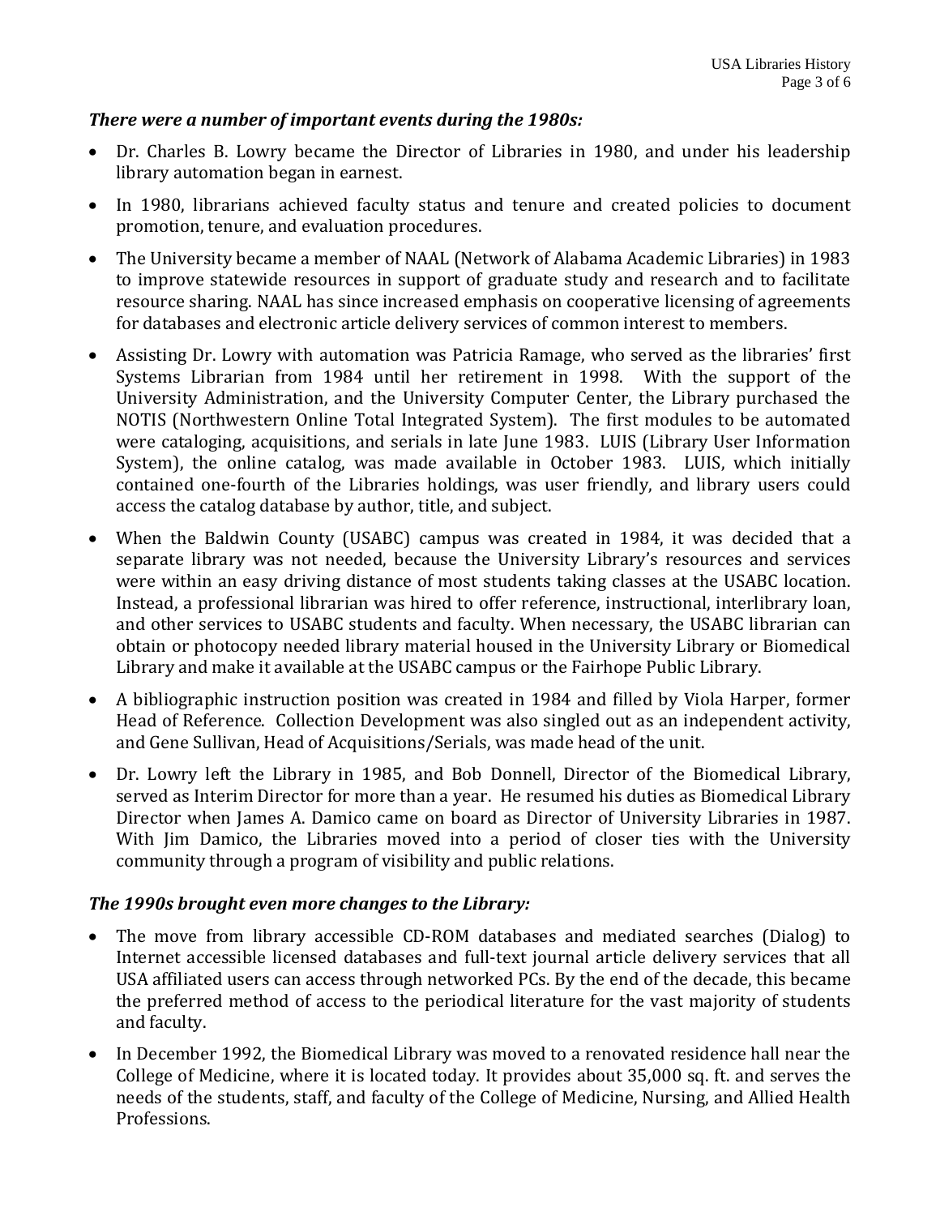***There were a number of important events during the 1980s:***

- Dr. Charles B. Lowry became the Director of Libraries in 1980, and under his leadership library automation began in earnest.
- In 1980, librarians achieved faculty status and tenure and created policies to document promotion, tenure, and evaluation procedures.
- The University became a member of NAAL (Network of Alabama Academic Libraries) in 1983 to improve statewide resources in support of graduate study and research and to facilitate resource sharing. NAAL has since increased emphasis on cooperative licensing of agreements for databases and electronic article delivery services of common interest to members.
- Assisting Dr. Lowry with automation was Patricia Ramage, who served as the libraries' first Systems Librarian from 1984 until her retirement in 1998. With the support of the University Administration, and the University Computer Center, the Library purchased the NOTIS (Northwestern Online Total Integrated System). The first modules to be automated were cataloging, acquisitions, and serials in late June 1983. LUIS (Library User Information System), the online catalog, was made available in October 1983. LUIS, which initially contained one-fourth of the Libraries holdings, was user friendly, and library users could access the catalog database by author, title, and subject.
- When the Baldwin County (USABC) campus was created in 1984, it was decided that a separate library was not needed, because the University Library's resources and services were within an easy driving distance of most students taking classes at the USABC location. Instead, a professional librarian was hired to offer reference, instructional, interlibrary loan, and other services to USABC students and faculty. When necessary, the USABC librarian can obtain or photocopy needed library material housed in the University Library or Biomedical Library and make it available at the USABC campus or the Fairhope Public Library.
- A bibliographic instruction position was created in 1984 and filled by Viola Harper, former Head of Reference. Collection Development was also singled out as an independent activity, and Gene Sullivan, Head of Acquisitions/Serials, was made head of the unit.
- Dr. Lowry left the Library in 1985, and Bob Donnell, Director of the Biomedical Library, served as Interim Director for more than a year. He resumed his duties as Biomedical Library Director when James A. Damico came on board as Director of University Libraries in 1987. With Jim Damico, the Libraries moved into a period of closer ties with the University community through a program of visibility and public relations.

***The 1990s brought even more changes to the Library:***

- The move from library accessible CD-ROM databases and mediated searches (Dialog) to Internet accessible licensed databases and full-text journal article delivery services that all USA affiliated users can access through networked PCs. By the end of the decade, this became the preferred method of access to the periodical literature for the vast majority of students and faculty.
- In December 1992, the Biomedical Library was moved to a renovated residence hall near the College of Medicine, where it is located today. It provides about 35,000 sq. ft. and serves the needs of the students, staff, and faculty of the College of Medicine, Nursing, and Allied Health Professions.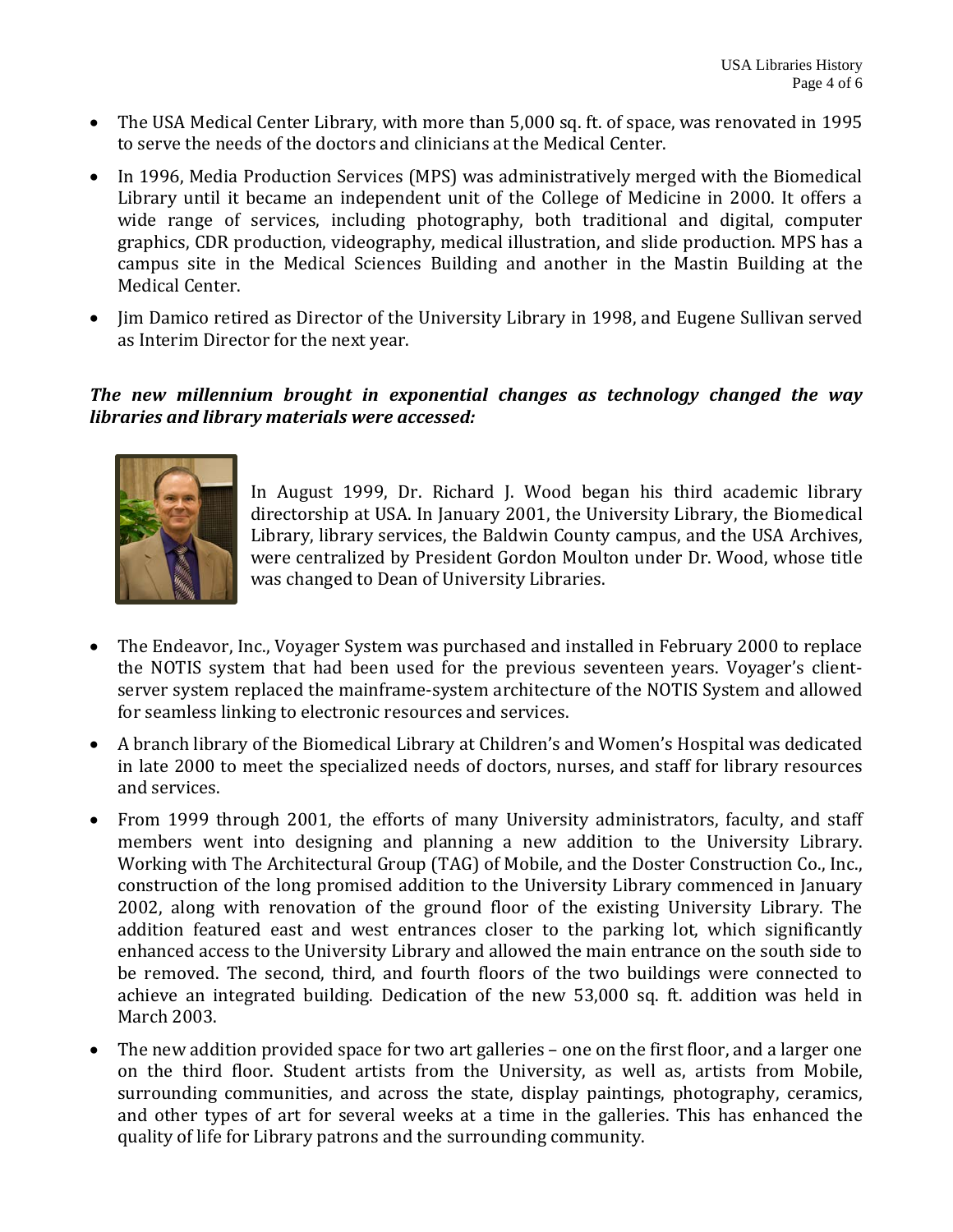- The USA Medical Center Library, with more than 5,000 sq. ft. of space, was renovated in 1995 to serve the needs of the doctors and clinicians at the Medical Center.
- In 1996, Media Production Services (MPS) was administratively merged with the Biomedical Library until it became an independent unit of the College of Medicine in 2000. It offers a wide range of services, including photography, both traditional and digital, computer graphics, CDR production, videography, medical illustration, and slide production. MPS has a campus site in the Medical Sciences Building and another in the Mastin Building at the Medical Center.
- Jim Damico retired as Director of the University Library in 1998, and Eugene Sullivan served as Interim Director for the next year.

***The new millennium brought in exponential changes as technology changed the way libraries and library materials were accessed:***

In August 1999, Dr. Richard J. Wood began his third academic library directorship at USA. In January 2001, the University Library, the Biomedical Library, library services, the Baldwin County campus, and the USA Archives, were centralized by President Gordon Moulton under Dr. Wood, whose title was changed to Dean of University Libraries.

- The Endeavor, Inc., Voyager System was purchased and installed in February 2000 to replace the NOTIS system that had been used for the previous seventeen years. Voyager's client-server system replaced the mainframe-system architecture of the NOTIS System and allowed for seamless linking to electronic resources and services.
- A branch library of the Biomedical Library at Children's and Women's Hospital was dedicated in late 2000 to meet the specialized needs of doctors, nurses, and staff for library resources and services.
- From 1999 through 2001, the efforts of many University administrators, faculty, and staff members went into designing and planning a new addition to the University Library. Working with The Architectural Group (TAG) of Mobile, and the Doster Construction Co., Inc., construction of the long promised addition to the University Library commenced in January 2002, along with renovation of the ground floor of the existing University Library. The addition featured east and west entrances closer to the parking lot, which significantly enhanced access to the University Library and allowed the main entrance on the south side to be removed. The second, third, and fourth floors of the two buildings were connected to achieve an integrated building. Dedication of the new 53,000 sq. ft. addition was held in March 2003.
- The new addition provided space for two art galleries – one on the first floor, and a larger one on the third floor. Student artists from the University, as well as, artists from Mobile, surrounding communities, and across the state, display paintings, photography, ceramics, and other types of art for several weeks at a time in the galleries. This has enhanced the quality of life for Library patrons and the surrounding community.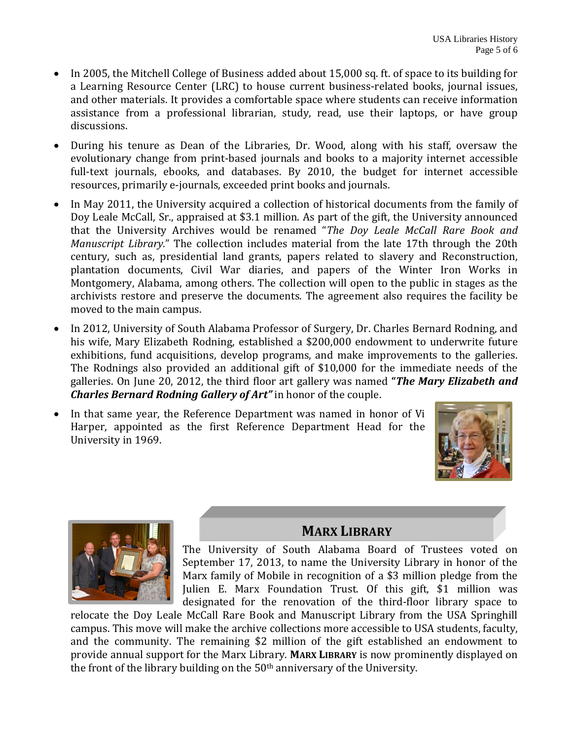- In 2005, the Mitchell College of Business added about 15,000 sq. ft. of space to its building for a Learning Resource Center (LRC) to house current business-related books, journal issues, and other materials. It provides a comfortable space where students can receive information assistance from a professional librarian, study, read, use their laptops, or have group discussions.
- During his tenure as Dean of the Libraries, Dr. Wood, along with his staff, oversaw the evolutionary change from print-based journals and books to a majority internet accessible full-text journals, ebooks, and databases. By 2010, the budget for internet accessible resources, primarily e-journals, exceeded print books and journals.
- In May 2011, the University acquired a collection of historical documents from the family of Doy Leale McCall, Sr., appraised at $3.1 million. As part of the gift, the University announced that the University Archives would be renamed "*The Doy Leale McCall Rare Book and Manuscript Library.*" The collection includes material from the late 17th through the 20th century, such as, presidential land grants, papers related to slavery and Reconstruction, plantation documents, Civil War diaries, and papers of the Winter Iron Works in Montgomery, Alabama, among others. The collection will open to the public in stages as the archivists restore and preserve the documents. The agreement also requires the facility be moved to the main campus.
- In 2012, University of South Alabama Professor of Surgery, Dr. Charles Bernard Rodning, and his wife, Mary Elizabeth Rodning, established a $200,000 endowment to underwrite future exhibitions, fund acquisitions, develop programs, and make improvements to the galleries. The Rodnings also provided an additional gift of $10,000 for the immediate needs of the galleries. On June 20, 2012, the third floor art gallery was named ***"The Mary Elizabeth and Charles Bernard Rodning Gallery of Art"*** in honor of the couple.
- In that same year, the Reference Department was named in honor of Vi Harper, appointed as the first Reference Department Head for the University in 1969.

## MARX LIBRARY

The University of South Alabama Board of Trustees voted on September 17, 2013, to name the University Library in honor of the Marx family of Mobile in recognition of a $3 million pledge from the Julien E. Marx Foundation Trust. Of this gift, $1 million was designated for the renovation of the third-floor library space to relocate the Doy Leale McCall Rare Book and Manuscript Library from the USA Springhill campus. This move will make the archive collections more accessible to USA students, faculty, and the community. The remaining $2 million of the gift established an endowment to provide annual support for the Marx Library. **MARX LIBRARY** is now prominently displayed on the front of the library building on the 50th anniversary of the University.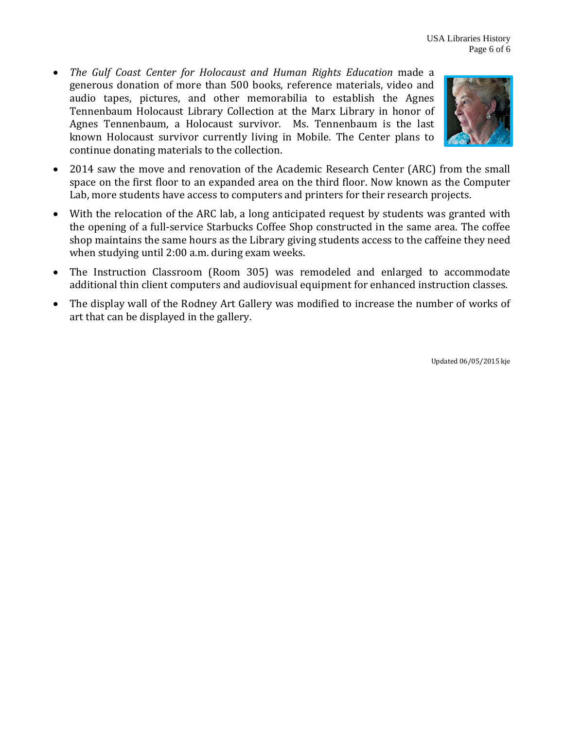- *The Gulf Coast Center for Holocaust and Human Rights Education* made a generous donation of more than 500 books, reference materials, video and audio tapes, pictures, and other memorabilia to establish the Agnes Tennenbaum Holocaust Library Collection at the Marx Library in honor of Agnes Tennenbaum, a Holocaust survivor. Ms. Tennenbaum is the last known Holocaust survivor currently living in Mobile. The Center plans to continue donating materials to the collection.
- 2014 saw the move and renovation of the Academic Research Center (ARC) from the small space on the first floor to an expanded area on the third floor. Now known as the Computer Lab, more students have access to computers and printers for their research projects.
- With the relocation of the ARC lab, a long anticipated request by students was granted with the opening of a full-service Starbucks Coffee Shop constructed in the same area. The coffee shop maintains the same hours as the Library giving students access to the caffeine they need when studying until 2:00 a.m. during exam weeks.
- The Instruction Classroom (Room 305) was remodeled and enlarged to accommodate additional thin client computers and audiovisual equipment for enhanced instruction classes.
- The display wall of the Rodney Art Gallery was modified to increase the number of works of art that can be displayed in the gallery.

Updated 06/05/2015 kje